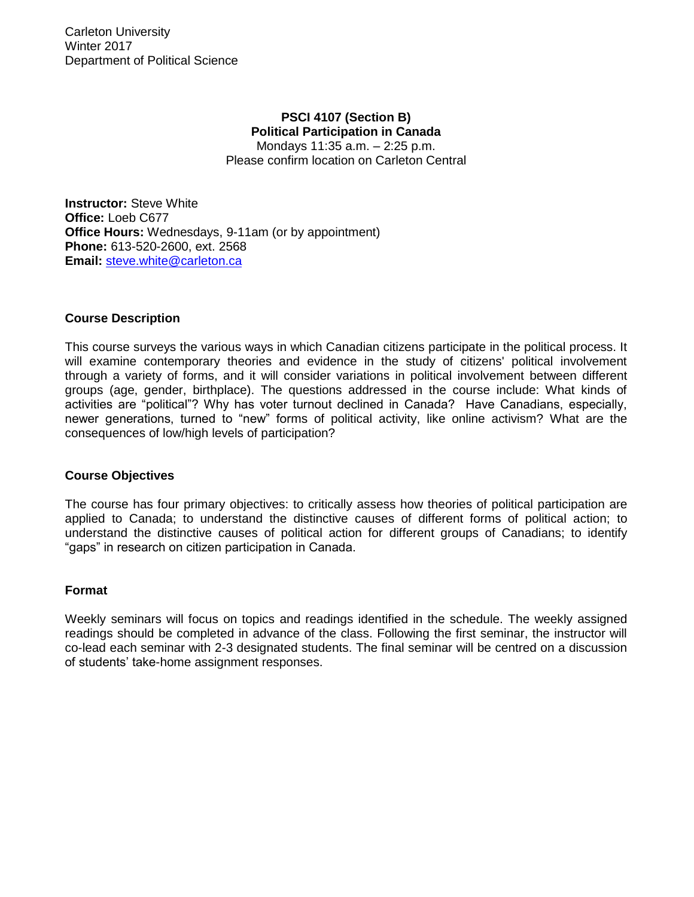Carleton University
Winter 2017
Department of Political Science

**PSCI 4107 (Section B)**
**Political Participation in Canada**
Mondays 11:35 a.m. – 2:25 p.m.
Please confirm location on Carleton Central

**Instructor:** Steve White
**Office:** Loeb C677
**Office Hours:** Wednesdays, 9-11am (or by appointment)
**Phone:** 613-520-2600, ext. 2568
**Email:** steve.white@carleton.ca

## Course Description

This course surveys the various ways in which Canadian citizens participate in the political process. It will examine contemporary theories and evidence in the study of citizens' political involvement through a variety of forms, and it will consider variations in political involvement between different groups (age, gender, birthplace). The questions addressed in the course include: What kinds of activities are "political"? Why has voter turnout declined in Canada? Have Canadians, especially, newer generations, turned to "new" forms of political activity, like online activism? What are the consequences of low/high levels of participation?

## Course Objectives

The course has four primary objectives: to critically assess how theories of political participation are applied to Canada; to understand the distinctive causes of different forms of political action; to understand the distinctive causes of political action for different groups of Canadians; to identify "gaps" in research on citizen participation in Canada.

## Format

Weekly seminars will focus on topics and readings identified in the schedule. The weekly assigned readings should be completed in advance of the class. Following the first seminar, the instructor will co-lead each seminar with 2-3 designated students. The final seminar will be centred on a discussion of students' take-home assignment responses.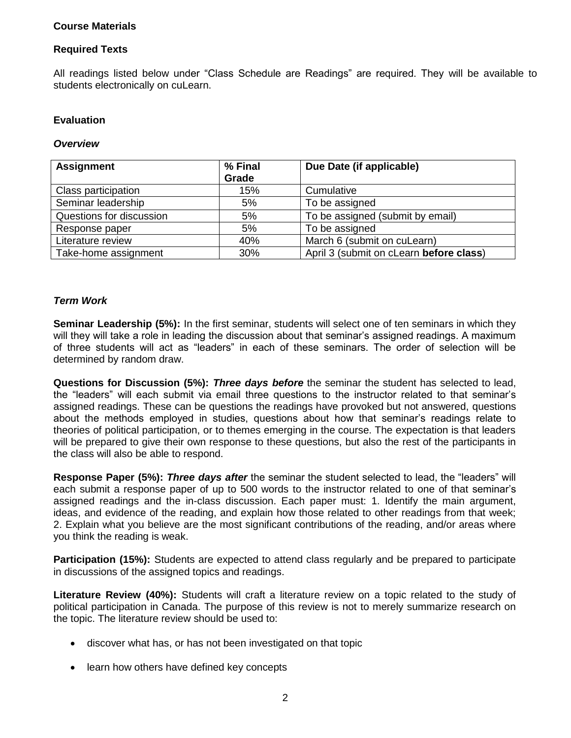**Course Materials**

**Required Texts**

All readings listed below under "Class Schedule are Readings" are required. They will be available to students electronically on cuLearn.

**Evaluation**

***Overview***

| Assignment | % Final Grade | Due Date (if applicable) |
|---|---|---|
| Class participation | 15% | Cumulative |
| Seminar leadership | 5% | To be assigned |
| Questions for discussion | 5% | To be assigned (submit by email) |
| Response paper | 5% | To be assigned |
| Literature review | 40% | March 6 (submit on cuLearn) |
| Take-home assignment | 30% | April 3 (submit on cLearn **before class**) |

***Term Work***

**Seminar Leadership (5%):** In the first seminar, students will select one of ten seminars in which they will they will take a role in leading the discussion about that seminar's assigned readings. A maximum of three students will act as "leaders" in each of these seminars. The order of selection will be determined by random draw.

**Questions for Discussion (5%):** ***Three days before*** the seminar the student has selected to lead, the "leaders" will each submit via email three questions to the instructor related to that seminar's assigned readings. These can be questions the readings have provoked but not answered, questions about the methods employed in studies, questions about how that seminar's readings relate to theories of political participation, or to themes emerging in the course. The expectation is that leaders will be prepared to give their own response to these questions, but also the rest of the participants in the class will also be able to respond.

**Response Paper (5%):** ***Three days after*** the seminar the student selected to lead, the "leaders" will each submit a response paper of up to 500 words to the instructor related to one of that seminar's assigned readings and the in-class discussion. Each paper must: 1. Identify the main argument, ideas, and evidence of the reading, and explain how those related to other readings from that week; 2. Explain what you believe are the most significant contributions of the reading, and/or areas where you think the reading is weak.

**Participation (15%):** Students are expected to attend class regularly and be prepared to participate in discussions of the assigned topics and readings.

**Literature Review (40%):** Students will craft a literature review on a topic related to the study of political participation in Canada. The purpose of this review is not to merely summarize research on the topic. The literature review should be used to:

- discover what has, or has not been investigated on that topic
- learn how others have defined key concepts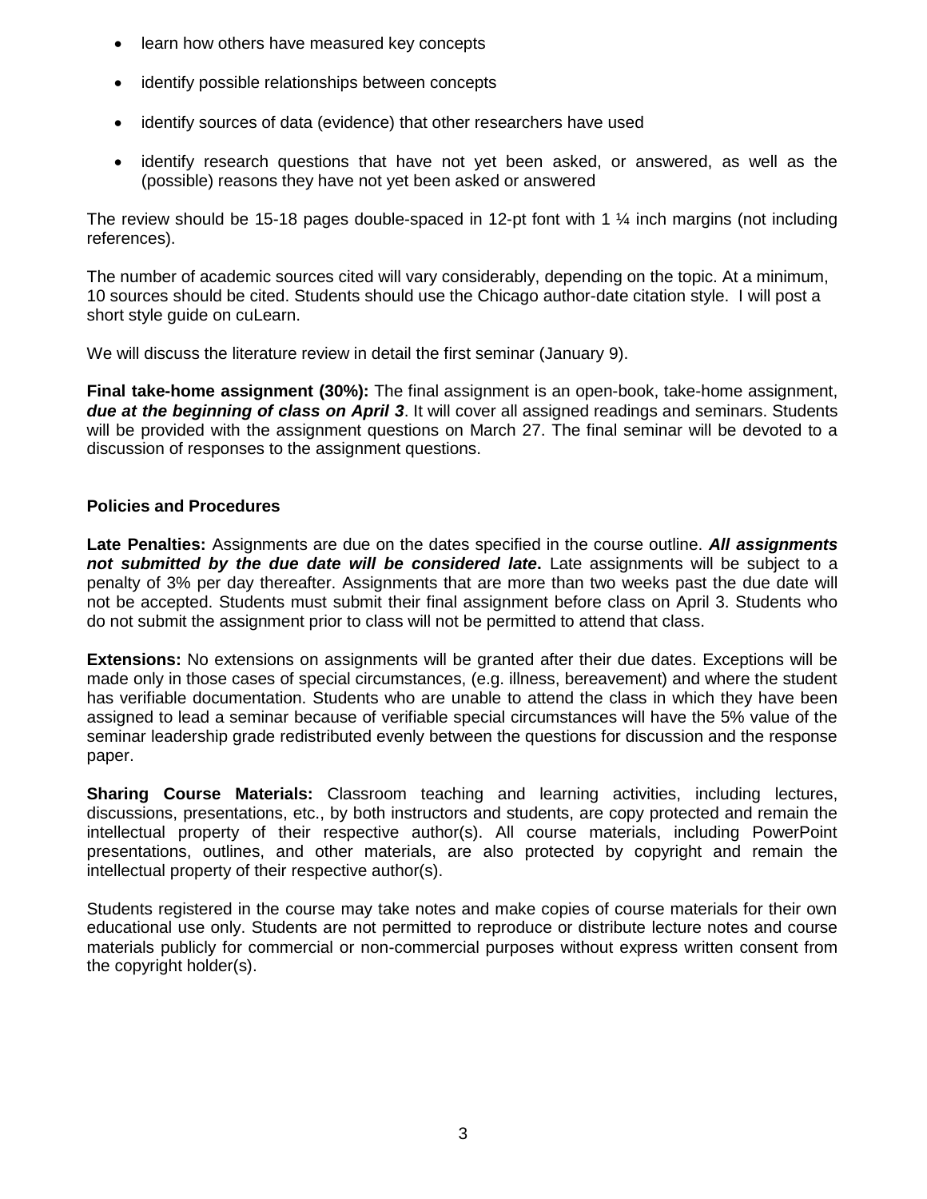- learn how others have measured key concepts
- identify possible relationships between concepts
- identify sources of data (evidence) that other researchers have used
- identify research questions that have not yet been asked, or answered, as well as the (possible) reasons they have not yet been asked or answered

The review should be 15-18 pages double-spaced in 12-pt font with 1 ¼ inch margins (not including references).

The number of academic sources cited will vary considerably, depending on the topic. At a minimum, 10 sources should be cited. Students should use the Chicago author-date citation style. I will post a short style guide on cuLearn.

We will discuss the literature review in detail the first seminar (January 9).

**Final take-home assignment (30%):** The final assignment is an open-book, take-home assignment, ***due at the beginning of class on April 3***. It will cover all assigned readings and seminars. Students will be provided with the assignment questions on March 27. The final seminar will be devoted to a discussion of responses to the assignment questions.

### Policies and Procedures

**Late Penalties:** Assignments are due on the dates specified in the course outline. ***All assignments not submitted by the due date will be considered late***. Late assignments will be subject to a penalty of 3% per day thereafter. Assignments that are more than two weeks past the due date will not be accepted. Students must submit their final assignment before class on April 3. Students who do not submit the assignment prior to class will not be permitted to attend that class.

**Extensions:** No extensions on assignments will be granted after their due dates. Exceptions will be made only in those cases of special circumstances, (e.g. illness, bereavement) and where the student has verifiable documentation. Students who are unable to attend the class in which they have been assigned to lead a seminar because of verifiable special circumstances will have the 5% value of the seminar leadership grade redistributed evenly between the questions for discussion and the response paper.

**Sharing Course Materials:** Classroom teaching and learning activities, including lectures, discussions, presentations, etc., by both instructors and students, are copy protected and remain the intellectual property of their respective author(s). All course materials, including PowerPoint presentations, outlines, and other materials, are also protected by copyright and remain the intellectual property of their respective author(s).

Students registered in the course may take notes and make copies of course materials for their own educational use only. Students are not permitted to reproduce or distribute lecture notes and course materials publicly for commercial or non-commercial purposes without express written consent from the copyright holder(s).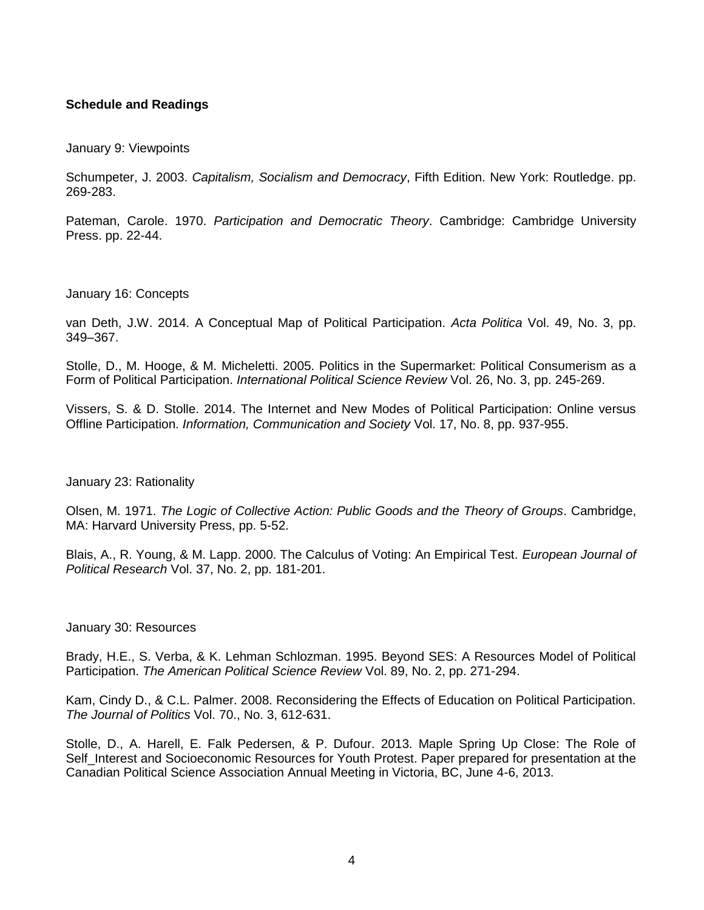**Schedule and Readings**

January 9: Viewpoints

Schumpeter, J. 2003. *Capitalism, Socialism and Democracy*, Fifth Edition. New York: Routledge. pp. 269-283.

Pateman, Carole. 1970. *Participation and Democratic Theory*. Cambridge: Cambridge University Press. pp. 22-44.

January 16: Concepts

van Deth, J.W. 2014. A Conceptual Map of Political Participation. *Acta Politica* Vol. 49, No. 3, pp. 349–367.

Stolle, D., M. Hooge, & M. Micheletti. 2005. Politics in the Supermarket: Political Consumerism as a Form of Political Participation. *International Political Science Review* Vol. 26, No. 3, pp. 245-269.

Vissers, S. & D. Stolle. 2014. The Internet and New Modes of Political Participation: Online versus Offline Participation. *Information, Communication and Society* Vol. 17, No. 8, pp. 937-955.

January 23: Rationality

Olsen, M. 1971. *The Logic of Collective Action: Public Goods and the Theory of Groups*. Cambridge, MA: Harvard University Press, pp. 5-52.

Blais, A., R. Young, & M. Lapp. 2000. The Calculus of Voting: An Empirical Test. *European Journal of Political Research* Vol. 37, No. 2, pp. 181-201.

January 30: Resources

Brady, H.E., S. Verba, & K. Lehman Schlozman. 1995. Beyond SES: A Resources Model of Political Participation. *The American Political Science Review* Vol. 89, No. 2, pp. 271-294.

Kam, Cindy D., & C.L. Palmer. 2008. Reconsidering the Effects of Education on Political Participation. *The Journal of Politics* Vol. 70., No. 3, 612-631.

Stolle, D., A. Harell, E. Falk Pedersen, & P. Dufour. 2013. Maple Spring Up Close: The Role of Self_Interest and Socioeconomic Resources for Youth Protest. Paper prepared for presentation at the Canadian Political Science Association Annual Meeting in Victoria, BC, June 4-6, 2013.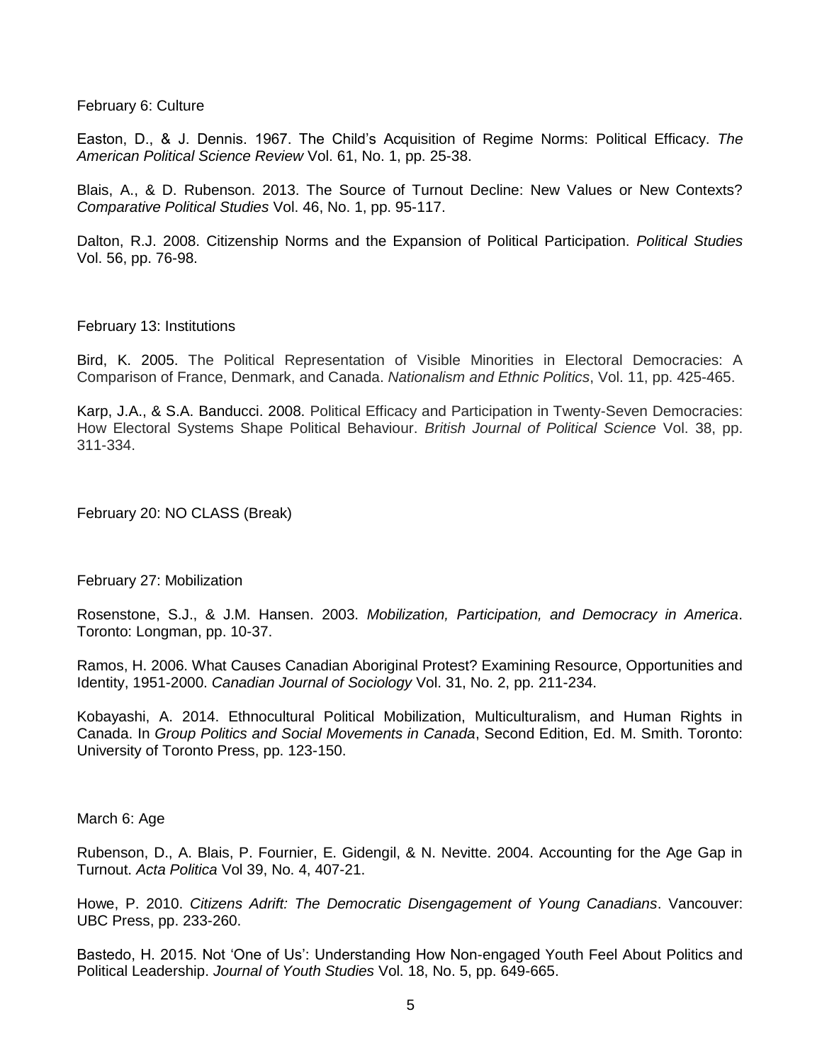February 6: Culture

Easton, D., & J. Dennis. 1967. The Child's Acquisition of Regime Norms: Political Efficacy. *The American Political Science Review* Vol. 61, No. 1, pp. 25-38.

Blais, A., & D. Rubenson. 2013. The Source of Turnout Decline: New Values or New Contexts? *Comparative Political Studies* Vol. 46, No. 1, pp. 95-117.

Dalton, R.J. 2008. Citizenship Norms and the Expansion of Political Participation. *Political Studies* Vol. 56, pp. 76-98.

February 13: Institutions

Bird, K. 2005. The Political Representation of Visible Minorities in Electoral Democracies: A Comparison of France, Denmark, and Canada. *Nationalism and Ethnic Politics*, Vol. 11, pp. 425-465.

Karp, J.A., & S.A. Banducci. 2008. Political Efficacy and Participation in Twenty-Seven Democracies: How Electoral Systems Shape Political Behaviour. *British Journal of Political Science* Vol. 38, pp. 311-334.

February 20: NO CLASS (Break)

February 27: Mobilization

Rosenstone, S.J., & J.M. Hansen. 2003. *Mobilization, Participation, and Democracy in America*. Toronto: Longman, pp. 10-37.

Ramos, H. 2006. What Causes Canadian Aboriginal Protest? Examining Resource, Opportunities and Identity, 1951-2000. *Canadian Journal of Sociology* Vol. 31, No. 2, pp. 211-234.

Kobayashi, A. 2014. Ethnocultural Political Mobilization, Multiculturalism, and Human Rights in Canada. In *Group Politics and Social Movements in Canada*, Second Edition, Ed. M. Smith. Toronto: University of Toronto Press, pp. 123-150.

March 6: Age

Rubenson, D., A. Blais, P. Fournier, E. Gidengil, & N. Nevitte. 2004. Accounting for the Age Gap in Turnout. *Acta Politica* Vol 39, No. 4, 407-21.

Howe, P. 2010. *Citizens Adrift: The Democratic Disengagement of Young Canadians*. Vancouver: UBC Press, pp. 233-260.

Bastedo, H. 2015. Not 'One of Us': Understanding How Non-engaged Youth Feel About Politics and Political Leadership. *Journal of Youth Studies* Vol. 18, No. 5, pp. 649-665.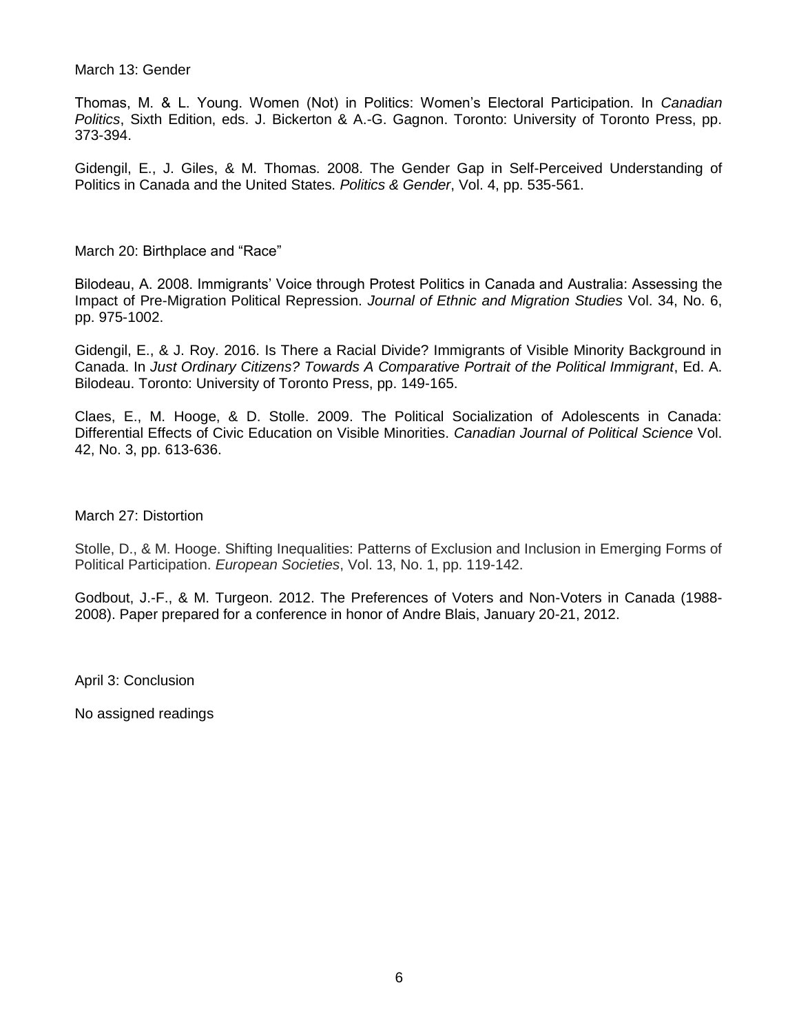March 13: Gender

Thomas, M. & L. Young. Women (Not) in Politics: Women's Electoral Participation. In *Canadian Politics*, Sixth Edition, eds. J. Bickerton & A.-G. Gagnon. Toronto: University of Toronto Press, pp. 373-394.

Gidengil, E., J. Giles, & M. Thomas. 2008. The Gender Gap in Self-Perceived Understanding of Politics in Canada and the United States. *Politics & Gender*, Vol. 4, pp. 535-561.

March 20: Birthplace and "Race"

Bilodeau, A. 2008. Immigrants' Voice through Protest Politics in Canada and Australia: Assessing the Impact of Pre-Migration Political Repression. *Journal of Ethnic and Migration Studies* Vol. 34, No. 6, pp. 975-1002.

Gidengil, E., & J. Roy. 2016. Is There a Racial Divide? Immigrants of Visible Minority Background in Canada. In *Just Ordinary Citizens? Towards A Comparative Portrait of the Political Immigrant*, Ed. A. Bilodeau. Toronto: University of Toronto Press, pp. 149-165.

Claes, E., M. Hooge, & D. Stolle. 2009. The Political Socialization of Adolescents in Canada: Differential Effects of Civic Education on Visible Minorities. *Canadian Journal of Political Science* Vol. 42, No. 3, pp. 613-636.

March 27: Distortion

Stolle, D., & M. Hooge. Shifting Inequalities: Patterns of Exclusion and Inclusion in Emerging Forms of Political Participation. *European Societies*, Vol. 13, No. 1, pp. 119-142.

Godbout, J.-F., & M. Turgeon. 2012. The Preferences of Voters and Non-Voters in Canada (1988-2008). Paper prepared for a conference in honor of Andre Blais, January 20-21, 2012.

April 3: Conclusion

No assigned readings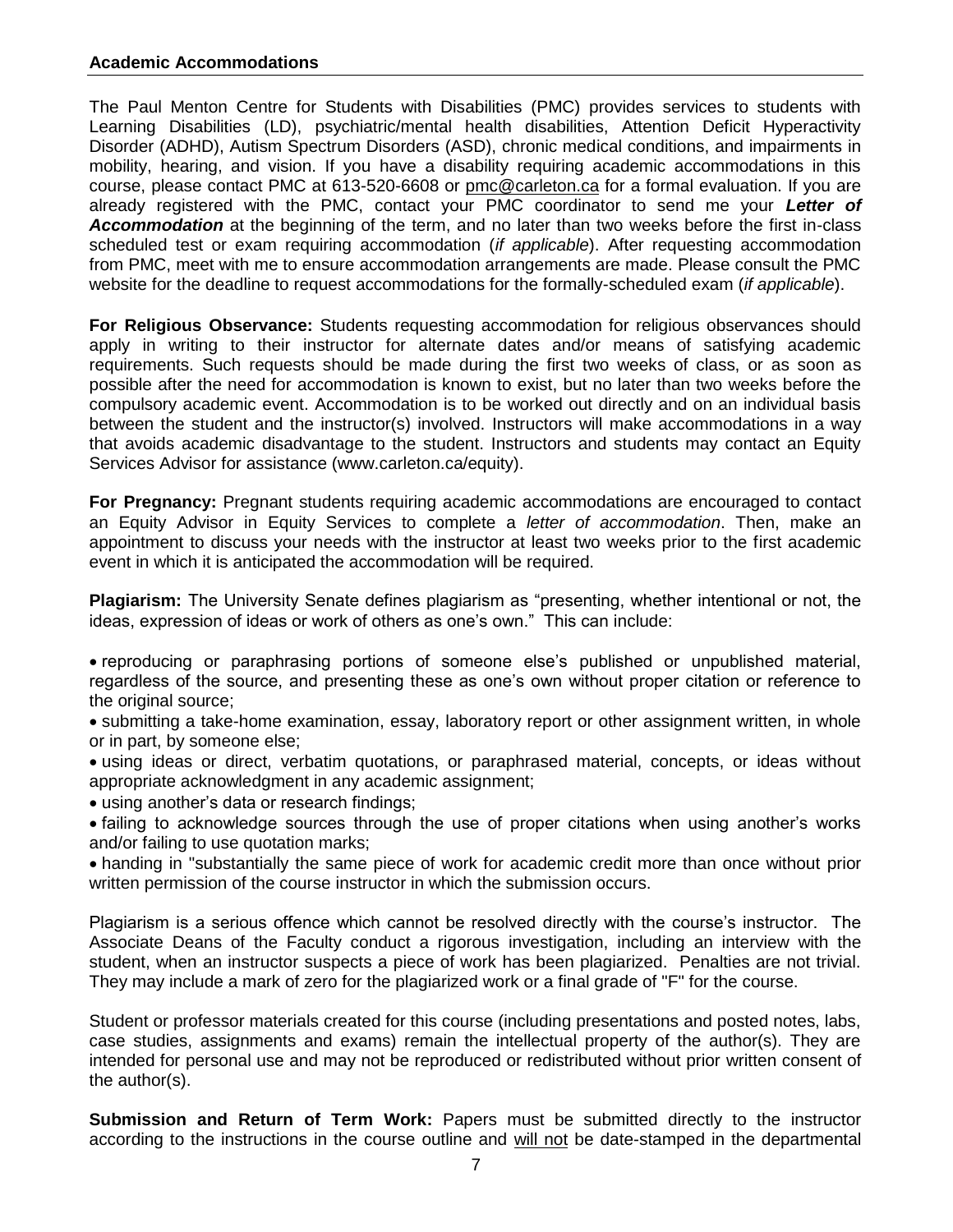## Academic Accommodations

The Paul Menton Centre for Students with Disabilities (PMC) provides services to students with Learning Disabilities (LD), psychiatric/mental health disabilities, Attention Deficit Hyperactivity Disorder (ADHD), Autism Spectrum Disorders (ASD), chronic medical conditions, and impairments in mobility, hearing, and vision. If you have a disability requiring academic accommodations in this course, please contact PMC at 613-520-6608 or pmc@carleton.ca for a formal evaluation. If you are already registered with the PMC, contact your PMC coordinator to send me your ***Letter of Accommodation*** at the beginning of the term, and no later than two weeks before the first in-class scheduled test or exam requiring accommodation (*if applicable*). After requesting accommodation from PMC, meet with me to ensure accommodation arrangements are made. Please consult the PMC website for the deadline to request accommodations for the formally-scheduled exam (*if applicable*).

**For Religious Observance:** Students requesting accommodation for religious observances should apply in writing to their instructor for alternate dates and/or means of satisfying academic requirements. Such requests should be made during the first two weeks of class, or as soon as possible after the need for accommodation is known to exist, but no later than two weeks before the compulsory academic event. Accommodation is to be worked out directly and on an individual basis between the student and the instructor(s) involved. Instructors will make accommodations in a way that avoids academic disadvantage to the student. Instructors and students may contact an Equity Services Advisor for assistance (www.carleton.ca/equity).

**For Pregnancy:** Pregnant students requiring academic accommodations are encouraged to contact an Equity Advisor in Equity Services to complete a *letter of accommodation*. Then, make an appointment to discuss your needs with the instructor at least two weeks prior to the first academic event in which it is anticipated the accommodation will be required.

**Plagiarism:** The University Senate defines plagiarism as "presenting, whether intentional or not, the ideas, expression of ideas or work of others as one's own." This can include:

- reproducing or paraphrasing portions of someone else's published or unpublished material, regardless of the source, and presenting these as one's own without proper citation or reference to the original source;
- submitting a take-home examination, essay, laboratory report or other assignment written, in whole or in part, by someone else;
- using ideas or direct, verbatim quotations, or paraphrased material, concepts, or ideas without appropriate acknowledgment in any academic assignment;
- using another's data or research findings;
- failing to acknowledge sources through the use of proper citations when using another's works and/or failing to use quotation marks;
- handing in "substantially the same piece of work for academic credit more than once without prior written permission of the course instructor in which the submission occurs.

Plagiarism is a serious offence which cannot be resolved directly with the course's instructor. The Associate Deans of the Faculty conduct a rigorous investigation, including an interview with the student, when an instructor suspects a piece of work has been plagiarized. Penalties are not trivial. They may include a mark of zero for the plagiarized work or a final grade of "F" for the course.

Student or professor materials created for this course (including presentations and posted notes, labs, case studies, assignments and exams) remain the intellectual property of the author(s). They are intended for personal use and may not be reproduced or redistributed without prior written consent of the author(s).

**Submission and Return of Term Work:** Papers must be submitted directly to the instructor according to the instructions in the course outline and will not be date-stamped in the departmental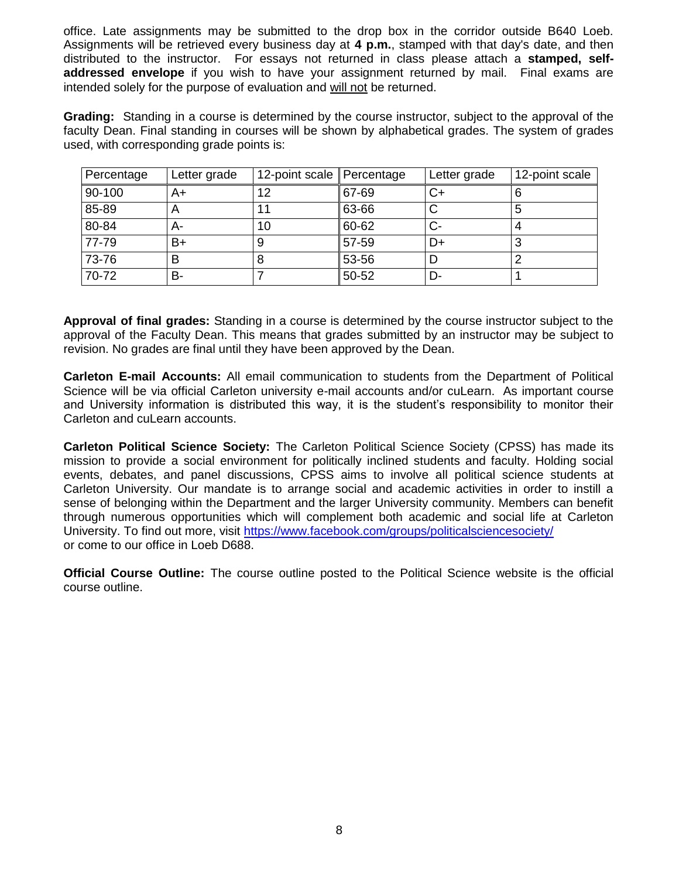office. Late assignments may be submitted to the drop box in the corridor outside B640 Loeb. Assignments will be retrieved every business day at **4 p.m.**, stamped with that day's date, and then distributed to the instructor. For essays not returned in class please attach a **stamped, self-addressed envelope** if you wish to have your assignment returned by mail. Final exams are intended solely for the purpose of evaluation and will not be returned.

**Grading:** Standing in a course is determined by the course instructor, subject to the approval of the faculty Dean. Final standing in courses will be shown by alphabetical grades. The system of grades used, with corresponding grade points is:

| Percentage | Letter grade | 12-point scale | Percentage | Letter grade | 12-point scale |
|---|---|---|---|---|---|
| 90-100 | A+ | 12 | 67-69 | C+ | 6 |
| 85-89 | A | 11 | 63-66 | C | 5 |
| 80-84 | A- | 10 | 60-62 | C- | 4 |
| 77-79 | B+ | 9 | 57-59 | D+ | 3 |
| 73-76 | B | 8 | 53-56 | D | 2 |
| 70-72 | B- | 7 | 50-52 | D- | 1 |

**Approval of final grades:** Standing in a course is determined by the course instructor subject to the approval of the Faculty Dean. This means that grades submitted by an instructor may be subject to revision. No grades are final until they have been approved by the Dean.

**Carleton E-mail Accounts:** All email communication to students from the Department of Political Science will be via official Carleton university e-mail accounts and/or cuLearn. As important course and University information is distributed this way, it is the student's responsibility to monitor their Carleton and cuLearn accounts.

**Carleton Political Science Society:** The Carleton Political Science Society (CPSS) has made its mission to provide a social environment for politically inclined students and faculty. Holding social events, debates, and panel discussions, CPSS aims to involve all political science students at Carleton University. Our mandate is to arrange social and academic activities in order to instill a sense of belonging within the Department and the larger University community. Members can benefit through numerous opportunities which will complement both academic and social life at Carleton University. To find out more, visit https://www.facebook.com/groups/politicalsciencesociety/ or come to our office in Loeb D688.

**Official Course Outline:** The course outline posted to the Political Science website is the official course outline.